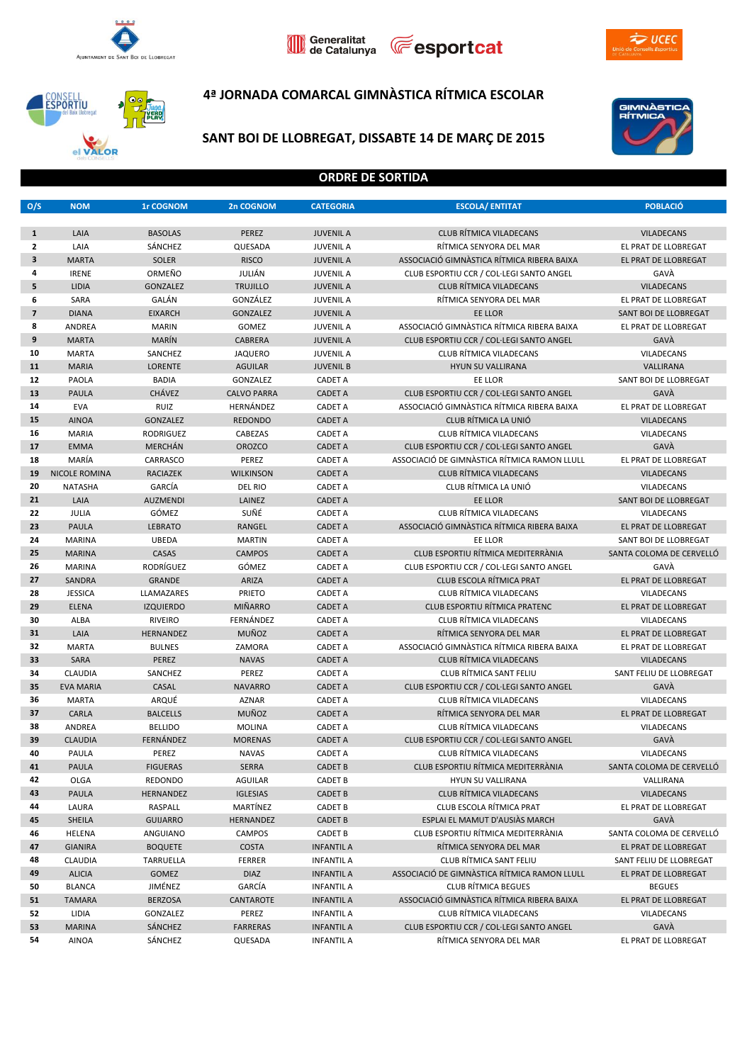# 4ª JORNADA COMARCAL GIMNÀSTICA RÍTMICA ESCOLAR

## SANT BOI DE LLOBREGAT, DISSABTE 14 DE MARÇ DE 2015

## ORDRE DE SORTIDA

| O/S | NOM | 1r COGNOM | 2n COGNOM | CATEGORIA | ESCOLA/ ENTITAT | POBLACIÓ |
|---|---|---|---|---|---|---|
| 1 | LAIA | BASOLAS | PEREZ | JUVENIL A | CLUB RÍTMICA VILADECANS | VILADECANS |
| 2 | LAIA | SÁNCHEZ | QUESADA | JUVENIL A | RÍTMICA SENYORA DEL MAR | EL PRAT DE LLOBREGAT |
| 3 | MARTA | SOLER | RISCO | JUVENIL A | ASSOCIACIÓ GIMNÀSTICA RÍTMICA RIBERA BAIXA | EL PRAT DE LLOBREGAT |
| 4 | IRENE | ORMEÑO | JULIÁN | JUVENIL A | CLUB ESPORTIU CCR / COL·LEGI SANTO ANGEL | GAVÀ |
| 5 | LIDIA | GONZALEZ | TRUJILLO | JUVENIL A | CLUB RÍTMICA VILADECANS | VILADECANS |
| 6 | SARA | GALÁN | GONZÁLEZ | JUVENIL A | RÍTMICA SENYORA DEL MAR | EL PRAT DE LLOBREGAT |
| 7 | DIANA | EIXARCH | GONZALEZ | JUVENIL A | EE LLOR | SANT BOI DE LLOBREGAT |
| 8 | ANDREA | MARIN | GOMEZ | JUVENIL A | ASSOCIACIÓ GIMNÀSTICA RÍTMICA RIBERA BAIXA | EL PRAT DE LLOBREGAT |
| 9 | MARTA | MARÍN | CABRERA | JUVENIL A | CLUB ESPORTIU CCR / COL·LEGI SANTO ANGEL | GAVÀ |
| 10 | MARTA | SANCHEZ | JAQUERO | JUVENIL A | CLUB RÍTMICA VILADECANS | VILADECANS |
| 11 | MARIA | LORENTE | AGUILAR | JUVENIL B | HYUN SU VALLIRANA | VALLIRANA |
| 12 | PAOLA | BADIA | GONZALEZ | CADET A | EE LLOR | SANT BOI DE LLOBREGAT |
| 13 | PAULA | CHÁVEZ | CALVO PARRA | CADET A | CLUB ESPORTIU CCR / COL·LEGI SANTO ANGEL | GAVÀ |
| 14 | EVA | RUIZ | HERNÁNDEZ | CADET A | ASSOCIACIÓ GIMNÀSTICA RÍTMICA RIBERA BAIXA | EL PRAT DE LLOBREGAT |
| 15 | AINOA | GONZALEZ | REDONDO | CADET A | CLUB RÍTMICA LA UNIÓ | VILADECANS |
| 16 | MARIA | RODRIGUEZ | CABEZAS | CADET A | CLUB RÍTMICA VILADECANS | VILADECANS |
| 17 | EMMA | MERCHÁN | OROZCO | CADET A | CLUB ESPORTIU CCR / COL·LEGI SANTO ANGEL | GAVÀ |
| 18 | MARÍA | CARRASCO | PEREZ | CADET A | ASSOCIACIÓ DE GIMNÀSTICA RÍTMICA RAMON LLULL | EL PRAT DE LLOBREGAT |
| 19 | NICOLE ROMINA | RACIAZEK | WILKINSON | CADET A | CLUB RÍTMICA VILADECANS | VILADECANS |
| 20 | NATASHA | GARCÍA | DEL RIO | CADET A | CLUB RÍTMICA LA UNIÓ | VILADECANS |
| 21 | LAIA | AUZMENDI | LAINEZ | CADET A | EE LLOR | SANT BOI DE LLOBREGAT |
| 22 | JULIA | GÓMEZ | SUÑÉ | CADET A | CLUB RÍTMICA VILADECANS | VILADECANS |
| 23 | PAULA | LEBRATO | RANGEL | CADET A | ASSOCIACIÓ GIMNÀSTICA RÍTMICA RIBERA BAIXA | EL PRAT DE LLOBREGAT |
| 24 | MARINA | UBEDA | MARTIN | CADET A | EE LLOR | SANT BOI DE LLOBREGAT |
| 25 | MARINA | CASAS | CAMPOS | CADET A | CLUB ESPORTIU RÍTMICA MEDITERRÀNIA | SANTA COLOMA DE CERVELLÓ |
| 26 | MARINA | RODRÍGUEZ | GÓMEZ | CADET A | CLUB ESPORTIU CCR / COL·LEGI SANTO ANGEL | GAVÀ |
| 27 | SANDRA | GRANDE | ARIZA | CADET A | CLUB ESCOLA RÍTMICA PRAT | EL PRAT DE LLOBREGAT |
| 28 | JESSICA | LLAMAZARES | PRIETO | CADET A | CLUB RÍTMICA VILADECANS | VILADECANS |
| 29 | ELENA | IZQUIERDO | MIÑARRO | CADET A | CLUB ESPORTIU RÍTMICA PRATENC | EL PRAT DE LLOBREGAT |
| 30 | ALBA | RIVEIRO | FERNÁNDEZ | CADET A | CLUB RÍTMICA VILADECANS | VILADECANS |
| 31 | LAIA | HERNANDEZ | MUÑOZ | CADET A | RÍTMICA SENYORA DEL MAR | EL PRAT DE LLOBREGAT |
| 32 | MARTA | BULNES | ZAMORA | CADET A | ASSOCIACIÓ GIMNÀSTICA RÍTMICA RIBERA BAIXA | EL PRAT DE LLOBREGAT |
| 33 | SARA | PEREZ | NAVAS | CADET A | CLUB RÍTMICA VILADECANS | VILADECANS |
| 34 | CLAUDIA | SANCHEZ | PEREZ | CADET A | CLUB RÍTMICA SANT FELIU | SANT FELIU DE LLOBREGAT |
| 35 | EVA MARIA | CASAL | NAVARRO | CADET A | CLUB ESPORTIU CCR / COL·LEGI SANTO ANGEL | GAVÀ |
| 36 | MARTA | ARQUÉ | AZNAR | CADET A | CLUB RÍTMICA VILADECANS | VILADECANS |
| 37 | CARLA | BALCELLS | MUÑOZ | CADET A | RÍTMICA SENYORA DEL MAR | EL PRAT DE LLOBREGAT |
| 38 | ANDREA | BELLIDO | MOLINA | CADET A | CLUB RÍTMICA VILADECANS | VILADECANS |
| 39 | CLAUDIA | FERNÁNDEZ | MORENAS | CADET A | CLUB ESPORTIU CCR / COL·LEGI SANTO ANGEL | GAVÀ |
| 40 | PAULA | PEREZ | NAVAS | CADET A | CLUB RÍTMICA VILADECANS | VILADECANS |
| 41 | PAULA | FIGUERAS | SERRA | CADET B | CLUB ESPORTIU RÍTMICA MEDITERRÀNIA | SANTA COLOMA DE CERVELLÓ |
| 42 | OLGA | REDONDO | AGUILAR | CADET B | HYUN SU VALLIRANA | VALLIRANA |
| 43 | PAULA | HERNANDEZ | IGLESIAS | CADET B | CLUB RÍTMICA VILADECANS | VILADECANS |
| 44 | LAURA | RASPALL | MARTÍNEZ | CADET B | CLUB ESCOLA RÍTMICA PRAT | EL PRAT DE LLOBREGAT |
| 45 | SHEILA | GUIJARRO | HERNANDEZ | CADET B | ESPLAI EL MAMUT D'AUSIÀS MARCH | GAVÀ |
| 46 | HELENA | ANGUIANO | CAMPOS | CADET B | CLUB ESPORTIU RÍTMICA MEDITERRÀNIA | SANTA COLOMA DE CERVELLÓ |
| 47 | GIANIRA | BOQUETE | COSTA | INFANTIL A | RÍTMICA SENYORA DEL MAR | EL PRAT DE LLOBREGAT |
| 48 | CLAUDIA | TARRUELLA | FERRER | INFANTIL A | CLUB RÍTMICA SANT FELIU | SANT FELIU DE LLOBREGAT |
| 49 | ALICIA | GOMEZ | DIAZ | INFANTIL A | ASSOCIACIÓ DE GIMNÀSTICA RÍTMICA RAMON LLULL | EL PRAT DE LLOBREGAT |
| 50 | BLANCA | JIMÉNEZ | GARCÍA | INFANTIL A | CLUB RÍTMICA BEGUES | BEGUES |
| 51 | TAMARA | BERZOSA | CANTAROTE | INFANTIL A | ASSOCIACIÓ GIMNÀSTICA RÍTMICA RIBERA BAIXA | EL PRAT DE LLOBREGAT |
| 52 | LIDIA | GONZALEZ | PEREZ | INFANTIL A | CLUB RÍTMICA VILADECANS | VILADECANS |
| 53 | MARINA | SÁNCHEZ | FARRERAS | INFANTIL A | CLUB ESPORTIU CCR / COL·LEGI SANTO ANGEL | GAVÀ |
| 54 | AINOA | SÁNCHEZ | QUESADA | INFANTIL A | RÍTMICA SENYORA DEL MAR | EL PRAT DE LLOBREGAT |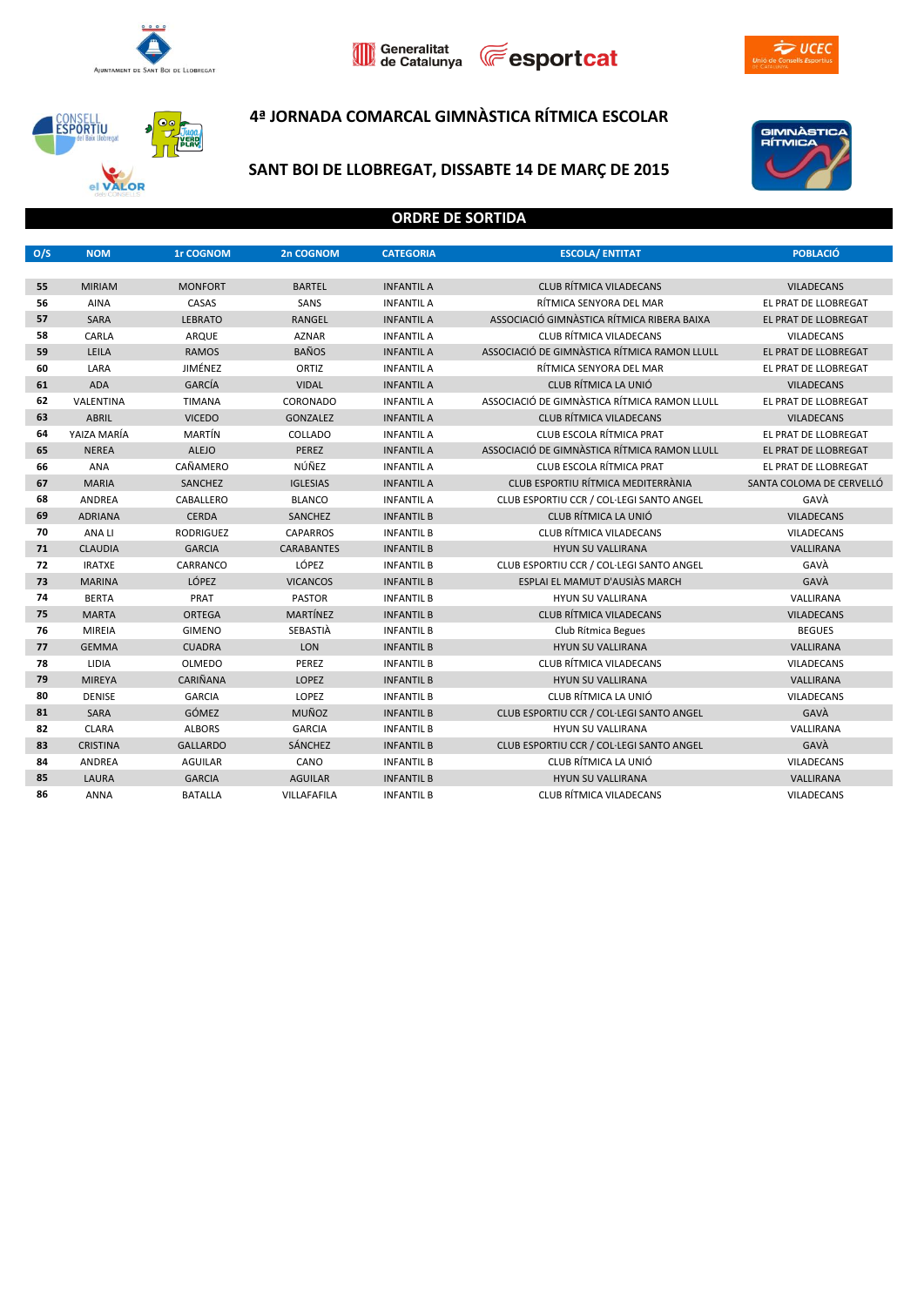## 4ª JORNADA COMARCAL GIMNÀSTICA RÍTMICA ESCOLAR

## SANT BOI DE LLOBREGAT, DISSABTE 14 DE MARÇ DE 2015

### ORDRE DE SORTIDA

| O/S | NOM | 1r COGNOM | 2n COGNOM | CATEGORIA | ESCOLA/ ENTITAT | POBLACIÓ |
|---|---|---|---|---|---|---|
| 55 | MIRIAM | MONFORT | BARTEL | INFANTIL A | CLUB RÍTMICA VILADECANS | VILADECANS |
| 56 | AINA | CASAS | SANS | INFANTIL A | RÍTMICA SENYORA DEL MAR | EL PRAT DE LLOBREGAT |
| 57 | SARA | LEBRATO | RANGEL | INFANTIL A | ASSOCIACIÓ GIMNÀSTICA RÍTMICA RIBERA BAIXA | EL PRAT DE LLOBREGAT |
| 58 | CARLA | ARQUE | AZNAR | INFANTIL A | CLUB RÍTMICA VILADECANS | VILADECANS |
| 59 | LEILA | RAMOS | BAÑOS | INFANTIL A | ASSOCIACIÓ DE GIMNÀSTICA RÍTMICA RAMON LLULL | EL PRAT DE LLOBREGAT |
| 60 | LARA | JIMÉNEZ | ORTIZ | INFANTIL A | RÍTMICA SENYORA DEL MAR | EL PRAT DE LLOBREGAT |
| 61 | ADA | GARCÍA | VIDAL | INFANTIL A | CLUB RÍTMICA LA UNIÓ | VILADECANS |
| 62 | VALENTINA | TIMANA | CORONADO | INFANTIL A | ASSOCIACIÓ DE GIMNÀSTICA RÍTMICA RAMON LLULL | EL PRAT DE LLOBREGAT |
| 63 | ABRIL | VICEDO | GONZALEZ | INFANTIL A | CLUB RÍTMICA VILADECANS | VILADECANS |
| 64 | YAIZA MARÍA | MARTÍN | COLLADO | INFANTIL A | CLUB ESCOLA RÍTMICA PRAT | EL PRAT DE LLOBREGAT |
| 65 | NEREA | ALEJO | PEREZ | INFANTIL A | ASSOCIACIÓ DE GIMNÀSTICA RÍTMICA RAMON LLULL | EL PRAT DE LLOBREGAT |
| 66 | ANA | CAÑAMERO | NÚÑEZ | INFANTIL A | CLUB ESCOLA RÍTMICA PRAT | EL PRAT DE LLOBREGAT |
| 67 | MARIA | SANCHEZ | IGLESIAS | INFANTIL A | CLUB ESPORTIU RÍTMICA MEDITERRÀNIA | SANTA COLOMA DE CERVELLÓ |
| 68 | ANDREA | CABALLERO | BLANCO | INFANTIL A | CLUB ESPORTIU CCR / COL·LEGI SANTO ANGEL | GAVÀ |
| 69 | ADRIANA | CERDA | SANCHEZ | INFANTIL B | CLUB RÍTMICA LA UNIÓ | VILADECANS |
| 70 | ANA LI | RODRIGUEZ | CAPARROS | INFANTIL B | CLUB RÍTMICA VILADECANS | VILADECANS |
| 71 | CLAUDIA | GARCIA | CARABANTES | INFANTIL B | HYUN SU VALLIRANA | VALLIRANA |
| 72 | IRATXE | CARRANCO | LÓPEZ | INFANTIL B | CLUB ESPORTIU CCR / COL·LEGI SANTO ANGEL | GAVÀ |
| 73 | MARINA | LÓPEZ | VICANCOS | INFANTIL B | ESPLAI EL MAMUT D'AUSIÀS MARCH | GAVÀ |
| 74 | BERTA | PRAT | PASTOR | INFANTIL B | HYUN SU VALLIRANA | VALLIRANA |
| 75 | MARTA | ORTEGA | MARTÍNEZ | INFANTIL B | CLUB RÍTMICA VILADECANS | VILADECANS |
| 76 | MIREIA | GIMENO | SEBASTIÀ | INFANTIL B | Club Rítmica Begues | BEGUES |
| 77 | GEMMA | CUADRA | LON | INFANTIL B | HYUN SU VALLIRANA | VALLIRANA |
| 78 | LIDIA | OLMEDO | PEREZ | INFANTIL B | CLUB RÍTMICA VILADECANS | VILADECANS |
| 79 | MIREYA | CARIÑANA | LOPEZ | INFANTIL B | HYUN SU VALLIRANA | VALLIRANA |
| 80 | DENISE | GARCIA | LOPEZ | INFANTIL B | CLUB RÍTMICA LA UNIÓ | VILADECANS |
| 81 | SARA | GÓMEZ | MUÑOZ | INFANTIL B | CLUB ESPORTIU CCR / COL·LEGI SANTO ANGEL | GAVÀ |
| 82 | CLARA | ALBORS | GARCIA | INFANTIL B | HYUN SU VALLIRANA | VALLIRANA |
| 83 | CRISTINA | GALLARDO | SÁNCHEZ | INFANTIL B | CLUB ESPORTIU CCR / COL·LEGI SANTO ANGEL | GAVÀ |
| 84 | ANDREA | AGUILAR | CANO | INFANTIL B | CLUB RÍTMICA LA UNIÓ | VILADECANS |
| 85 | LAURA | GARCIA | AGUILAR | INFANTIL B | HYUN SU VALLIRANA | VALLIRANA |
| 86 | ANNA | BATALLA | VILLAFAFILA | INFANTIL B | CLUB RÍTMICA VILADECANS | VILADECANS |